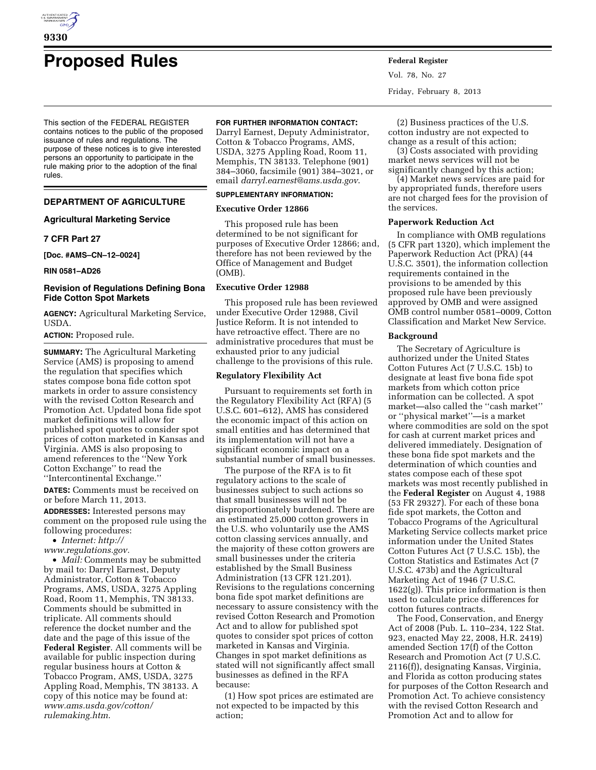# Proposed Rules

This section of the FEDERAL REGISTER contains notices to the public of the proposed issuance of rules and regulations. The purpose of these notices is to give interested persons an opportunity to participate in the rule making prior to the adoption of the final rules.

## DEPARTMENT OF AGRICULTURE

### Agricultural Marketing Service

### 7 CFR Part 27

**[Doc. #AMS–CN–12–0024]**

**RIN 0581–AD26**

### Revision of Regulations Defining Bona Fide Cotton Spot Markets

**AGENCY:** Agricultural Marketing Service, USDA.

**ACTION:** Proposed rule.

**SUMMARY:** The Agricultural Marketing Service (AMS) is proposing to amend the regulation that specifies which states compose bona fide cotton spot markets in order to assure consistency with the revised Cotton Research and Promotion Act. Updated bona fide spot market definitions will allow for published spot quotes to consider spot prices of cotton marketed in Kansas and Virginia. AMS is also proposing to amend references to the ''New York Cotton Exchange'' to read the ''Intercontinental Exchange.''

**DATES:** Comments must be received on or before March 11, 2013.

**ADDRESSES:** Interested persons may comment on the proposed rule using the following procedures:

- *Internet: http://www.regulations.gov.*
- *Mail:* Comments may be submitted by mail to: Darryl Earnest, Deputy Administrator, Cotton & Tobacco Programs, AMS, USDA, 3275 Appling Road, Room 11, Memphis, TN 38133. Comments should be submitted in triplicate. All comments should reference the docket number and the date and the page of this issue of the **Federal Register**. All comments will be available for public inspection during regular business hours at Cotton & Tobacco Program, AMS, USDA, 3275 Appling Road, Memphis, TN 38133. A copy of this notice may be found at: *www.ams.usda.gov/cotton/rulemaking.htm.*

**FOR FURTHER INFORMATION CONTACT:** Darryl Earnest, Deputy Administrator, Cotton & Tobacco Programs, AMS, USDA, 3275 Appling Road, Room 11, Memphis, TN 38133. Telephone (901) 384–3060, facsimile (901) 384–3021, or email *darryl.earnest@ams.usda.gov.*

**SUPPLEMENTARY INFORMATION:**

#### Executive Order 12866

This proposed rule has been determined to be not significant for purposes of Executive Order 12866; and, therefore has not been reviewed by the Office of Management and Budget (OMB).

#### Executive Order 12988

This proposed rule has been reviewed under Executive Order 12988, Civil Justice Reform. It is not intended to have retroactive effect. There are no administrative procedures that must be exhausted prior to any judicial challenge to the provisions of this rule.

#### Regulatory Flexibility Act

Pursuant to requirements set forth in the Regulatory Flexibility Act (RFA) (5 U.S.C. 601–612), AMS has considered the economic impact of this action on small entities and has determined that its implementation will not have a significant economic impact on a substantial number of small businesses.

The purpose of the RFA is to fit regulatory actions to the scale of businesses subject to such actions so that small businesses will not be disproportionately burdened. There are an estimated 25,000 cotton growers in the U.S. who voluntarily use the AMS cotton classing services annually, and the majority of these cotton growers are small businesses under the criteria established by the Small Business Administration (13 CFR 121.201). Revisions to the regulations concerning bona fide spot market definitions are necessary to assure consistency with the revised Cotton Research and Promotion Act and to allow for published spot quotes to consider spot prices of cotton marketed in Kansas and Virginia. Changes in spot market definitions as stated will not significantly affect small businesses as defined in the RFA because:

(1) How spot prices are estimated are not expected to be impacted by this action;

(2) Business practices of the U.S. cotton industry are not expected to change as a result of this action;

(3) Costs associated with providing market news services will not be significantly changed by this action;

(4) Market news services are paid for by appropriated funds, therefore users are not charged fees for the provision of the services.

#### Paperwork Reduction Act

In compliance with OMB regulations (5 CFR part 1320), which implement the Paperwork Reduction Act (PRA) (44 U.S.C. 3501), the information collection requirements contained in the provisions to be amended by this proposed rule have been previously approved by OMB and were assigned OMB control number 0581–0009, Cotton Classification and Market New Service.

#### Background

The Secretary of Agriculture is authorized under the United States Cotton Futures Act (7 U.S.C. 15b) to designate at least five bona fide spot markets from which cotton price information can be collected. A spot market—also called the ''cash market'' or ''physical market''—is a market where commodities are sold on the spot for cash at current market prices and delivered immediately. Designation of these bona fide spot markets and the determination of which counties and states compose each of these spot markets was most recently published in the **Federal Register** on August 4, 1988 (53 FR 29327). For each of these bona fide spot markets, the Cotton and Tobacco Programs of the Agricultural Marketing Service collects market price information under the United States Cotton Futures Act (7 U.S.C. 15b), the Cotton Statistics and Estimates Act (7 U.S.C. 473b) and the Agricultural Marketing Act of 1946 (7 U.S.C. 1622(g)). This price information is then used to calculate price differences for cotton futures contracts.

The Food, Conservation, and Energy Act of 2008 (Pub. L. 110–234, 122 Stat. 923, enacted May 22, 2008, H.R. 2419) amended Section 17(f) of the Cotton Research and Promotion Act (7 U.S.C. 2116(f)), designating Kansas, Virginia, and Florida as cotton producing states for purposes of the Cotton Research and Promotion Act. To achieve consistency with the revised Cotton Research and Promotion Act and to allow for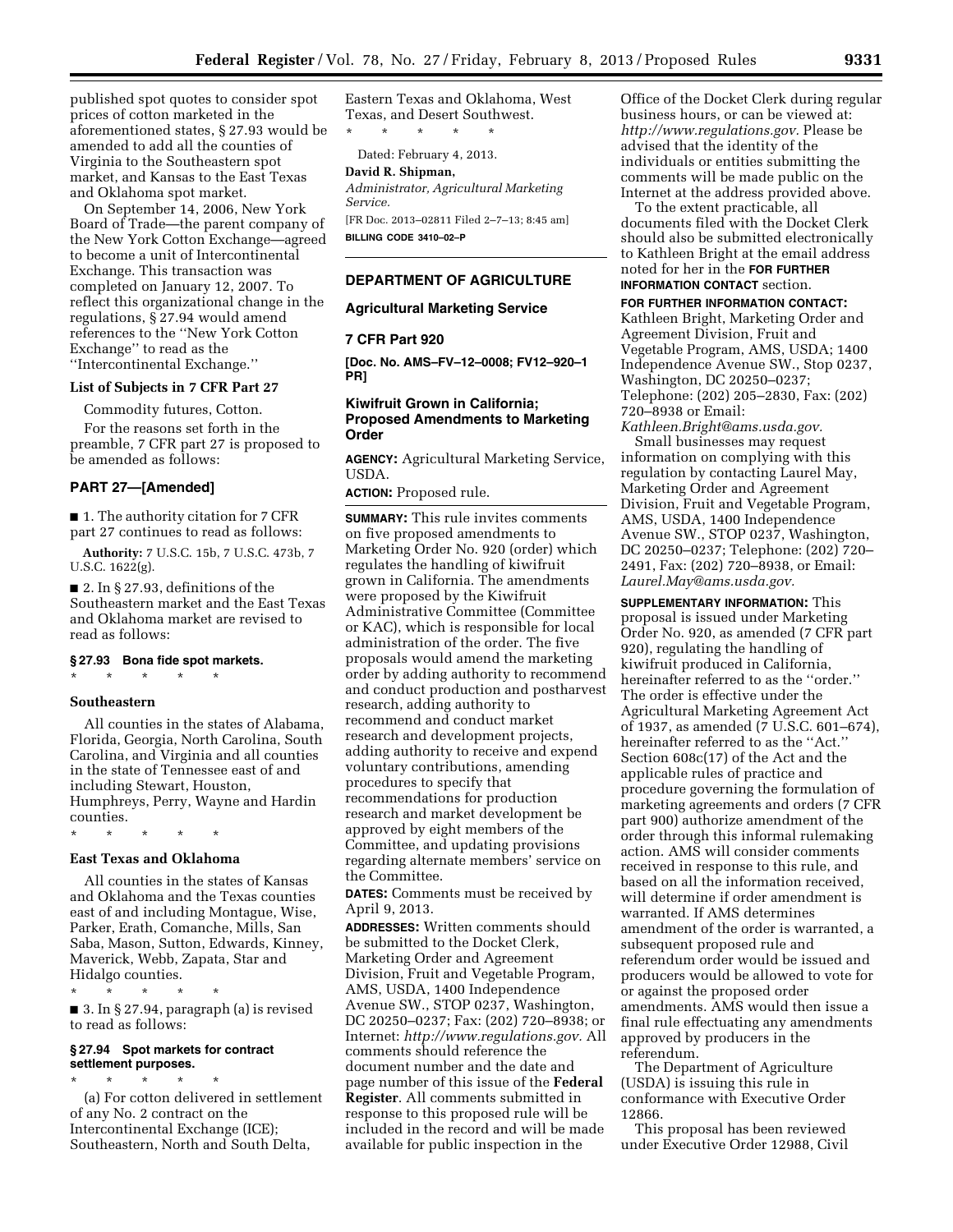published spot quotes to consider spot prices of cotton marketed in the aforementioned states, § 27.93 would be amended to add all the counties of Virginia to the Southeastern spot market, and Kansas to the East Texas and Oklahoma spot market.

On September 14, 2006, New York Board of Trade—the parent company of the New York Cotton Exchange—agreed to become a unit of Intercontinental Exchange. This transaction was completed on January 12, 2007. To reflect this organizational change in the regulations, § 27.94 would amend references to the ''New York Cotton Exchange'' to read as the ''Intercontinental Exchange.''

### List of Subjects in 7 CFR Part 27

Commodity futures, Cotton.

For the reasons set forth in the preamble, 7 CFR part 27 is proposed to be amended as follows:

## PART 27—[Amended]

■ 1. The authority citation for 7 CFR part 27 continues to read as follows:

**Authority:** 7 U.S.C. 15b, 7 U.S.C. 473b, 7 U.S.C. 1622(g).

■ 2. In § 27.93, definitions of the Southeastern market and the East Texas and Oklahoma market are revised to read as follows:

### § 27.93 Bona fide spot markets.

\* \* \* \* \*

**Southeastern**

All counties in the states of Alabama, Florida, Georgia, North Carolina, South Carolina, and Virginia and all counties in the state of Tennessee east of and including Stewart, Houston, Humphreys, Perry, Wayne and Hardin counties.

\* \* \* \* \*

**East Texas and Oklahoma**

All counties in the states of Kansas and Oklahoma and the Texas counties east of and including Montague, Wise, Parker, Erath, Comanche, Mills, San Saba, Mason, Sutton, Edwards, Kinney, Maverick, Webb, Zapata, Star and Hidalgo counties.

\* \* \* \* \*

■ 3. In § 27.94, paragraph (a) is revised to read as follows:

### § 27.94 Spot markets for contract settlement purposes.

\* \* \* \* \*

(a) For cotton delivered in settlement of any No. 2 contract on the Intercontinental Exchange (ICE); Southeastern, North and South Delta, Eastern Texas and Oklahoma, West Texas, and Desert Southwest.

\* \* \* \* \*

Dated: February 4, 2013.

**David R. Shipman,**

*Administrator, Agricultural Marketing Service.*

[FR Doc. 2013–02811 Filed 2–7–13; 8:45 am]

**BILLING CODE 3410–02–P**

---

## DEPARTMENT OF AGRICULTURE

### Agricultural Marketing Service

### 7 CFR Part 920

**[Doc. No. AMS–FV–12–0008; FV12–920–1 PR]**

### Kiwifruit Grown in California; Proposed Amendments to Marketing Order

**AGENCY:** Agricultural Marketing Service, USDA.

**ACTION:** Proposed rule.

---

**SUMMARY:** This rule invites comments on five proposed amendments to Marketing Order No. 920 (order) which regulates the handling of kiwifruit grown in California. The amendments were proposed by the Kiwifruit Administrative Committee (Committee or KAC), which is responsible for local administration of the order. The five proposals would amend the marketing order by adding authority to recommend and conduct production and postharvest research, adding authority to recommend and conduct market research and development projects, adding authority to receive and expend voluntary contributions, amending procedures to specify that recommendations for production research and market development be approved by eight members of the Committee, and updating provisions regarding alternate members' service on the Committee.

**DATES:** Comments must be received by April 9, 2013.

**ADDRESSES:** Written comments should be submitted to the Docket Clerk, Marketing Order and Agreement Division, Fruit and Vegetable Program, AMS, USDA, 1400 Independence Avenue SW., STOP 0237, Washington, DC 20250–0237; Fax: (202) 720–8938; or Internet: *http://www.regulations.gov.* All comments should reference the document number and the date and page number of this issue of the **Federal Register**. All comments submitted in response to this proposed rule will be included in the record and will be made available for public inspection in the Office of the Docket Clerk during regular business hours, or can be viewed at: *http://www.regulations.gov.* Please be advised that the identity of the individuals or entities submitting the comments will be made public on the Internet at the address provided above.

To the extent practicable, all documents filed with the Docket Clerk should also be submitted electronically to Kathleen Bright at the email address noted for her in the **FOR FURTHER INFORMATION CONTACT** section.

**FOR FURTHER INFORMATION CONTACT:** Kathleen Bright, Marketing Order and Agreement Division, Fruit and Vegetable Program, AMS, USDA; 1400 Independence Avenue SW., Stop 0237, Washington, DC 20250–0237; Telephone: (202) 205–2830, Fax: (202) 720–8938 or Email: *Kathleen.Bright@ams.usda.gov.*

Small businesses may request information on complying with this regulation by contacting Laurel May, Marketing Order and Agreement Division, Fruit and Vegetable Program, AMS, USDA, 1400 Independence Avenue SW., STOP 0237, Washington, DC 20250–0237; Telephone: (202) 720–2491, Fax: (202) 720–8938, or Email: *Laurel.May@ams.usda.gov.*

**SUPPLEMENTARY INFORMATION:** This proposal is issued under Marketing Order No. 920, as amended (7 CFR part 920), regulating the handling of kiwifruit produced in California, hereinafter referred to as the ''order.'' The order is effective under the Agricultural Marketing Agreement Act of 1937, as amended (7 U.S.C. 601–674), hereinafter referred to as the ''Act.'' Section 608c(17) of the Act and the applicable rules of practice and procedure governing the formulation of marketing agreements and orders (7 CFR part 900) authorize amendment of the order through this informal rulemaking action. AMS will consider comments received in response to this rule, and based on all the information received, will determine if order amendment is warranted. If AMS determines amendment of the order is warranted, a subsequent proposed rule and referendum order would be issued and producers would be allowed to vote for or against the proposed order amendments. AMS would then issue a final rule effectuating any amendments approved by producers in the referendum.

The Department of Agriculture (USDA) is issuing this rule in conformance with Executive Order 12866.

This proposal has been reviewed under Executive Order 12988, Civil